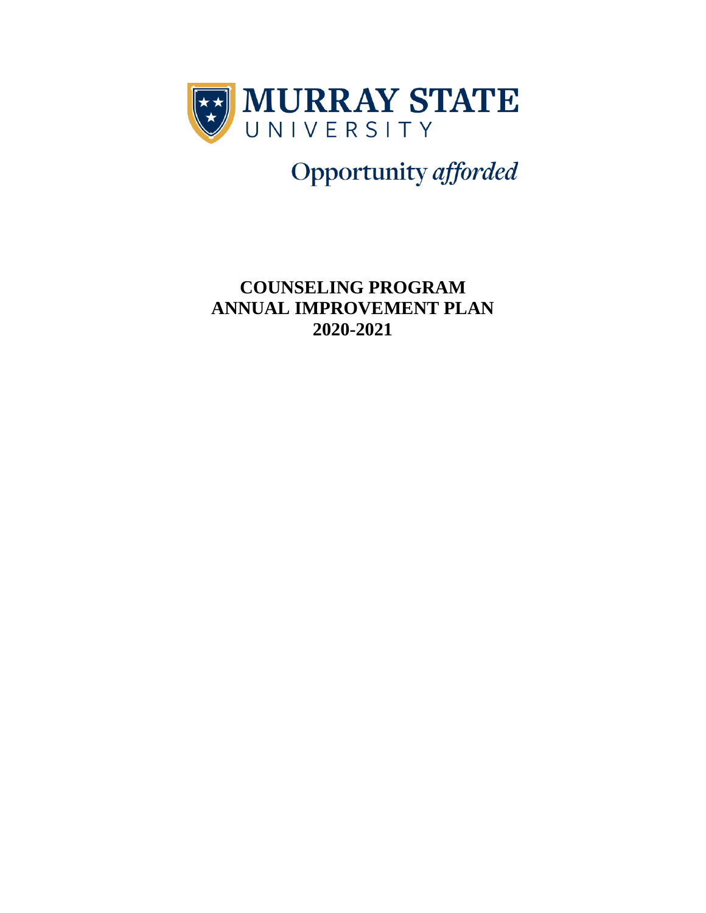MURRAY STATE
UNIVERSITY

Opportunity *afforded*

# COUNSELING PROGRAM
# ANNUAL IMPROVEMENT PLAN
# 2020-2021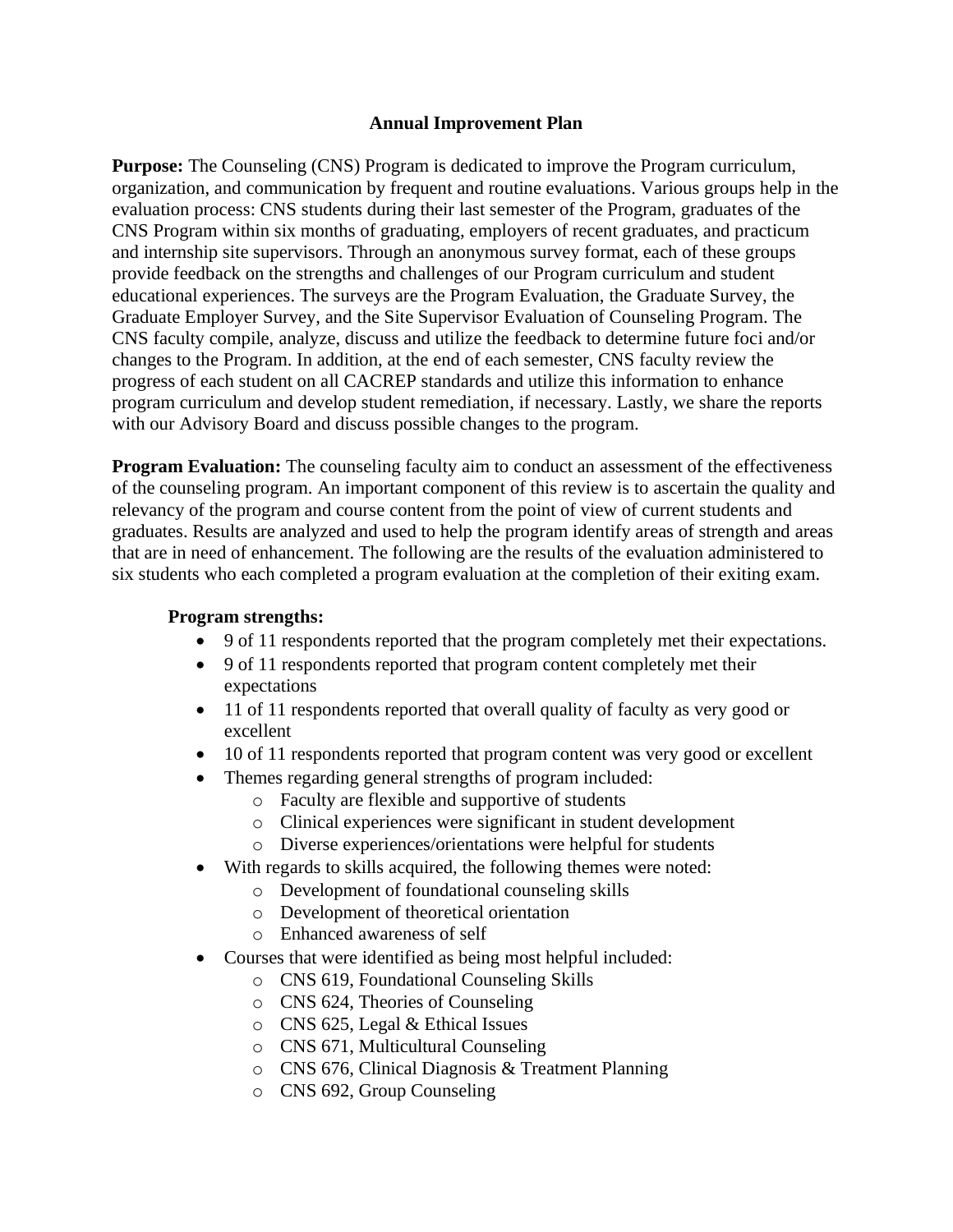## Annual Improvement Plan

**Purpose:** The Counseling (CNS) Program is dedicated to improve the Program curriculum, organization, and communication by frequent and routine evaluations. Various groups help in the evaluation process: CNS students during their last semester of the Program, graduates of the CNS Program within six months of graduating, employers of recent graduates, and practicum and internship site supervisors. Through an anonymous survey format, each of these groups provide feedback on the strengths and challenges of our Program curriculum and student educational experiences. The surveys are the Program Evaluation, the Graduate Survey, the Graduate Employer Survey, and the Site Supervisor Evaluation of Counseling Program. The CNS faculty compile, analyze, discuss and utilize the feedback to determine future foci and/or changes to the Program. In addition, at the end of each semester, CNS faculty review the progress of each student on all CACREP standards and utilize this information to enhance program curriculum and develop student remediation, if necessary. Lastly, we share the reports with our Advisory Board and discuss possible changes to the program.

**Program Evaluation:** The counseling faculty aim to conduct an assessment of the effectiveness of the counseling program. An important component of this review is to ascertain the quality and relevancy of the program and course content from the point of view of current students and graduates. Results are analyzed and used to help the program identify areas of strength and areas that are in need of enhancement. The following are the results of the evaluation administered to six students who each completed a program evaluation at the completion of their exiting exam.

**Program strengths:**

- 9 of 11 respondents reported that the program completely met their expectations.
- 9 of 11 respondents reported that program content completely met their expectations
- 11 of 11 respondents reported that overall quality of faculty as very good or excellent
- 10 of 11 respondents reported that program content was very good or excellent
- Themes regarding general strengths of program included:
  - Faculty are flexible and supportive of students
  - Clinical experiences were significant in student development
  - Diverse experiences/orientations were helpful for students
- With regards to skills acquired, the following themes were noted:
  - Development of foundational counseling skills
  - Development of theoretical orientation
  - Enhanced awareness of self
- Courses that were identified as being most helpful included:
  - CNS 619, Foundational Counseling Skills
  - CNS 624, Theories of Counseling
  - CNS 625, Legal & Ethical Issues
  - CNS 671, Multicultural Counseling
  - CNS 676, Clinical Diagnosis & Treatment Planning
  - CNS 692, Group Counseling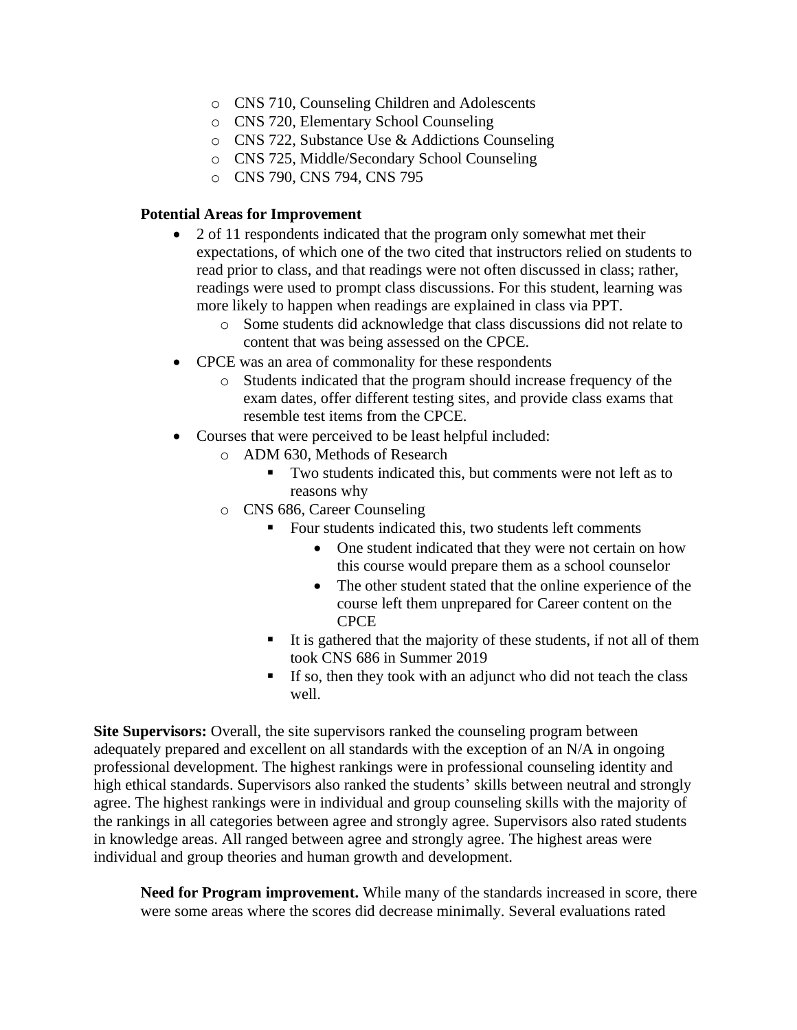- CNS 710, Counseling Children and Adolescents
- CNS 720, Elementary School Counseling
- CNS 722, Substance Use & Addictions Counseling
- CNS 725, Middle/Secondary School Counseling
- CNS 790, CNS 794, CNS 795

**Potential Areas for Improvement**

- 2 of 11 respondents indicated that the program only somewhat met their expectations, of which one of the two cited that instructors relied on students to read prior to class, and that readings were not often discussed in class; rather, readings were used to prompt class discussions. For this student, learning was more likely to happen when readings are explained in class via PPT.
    - Some students did acknowledge that class discussions did not relate to content that was being assessed on the CPCE.
- CPCE was an area of commonality for these respondents
    - Students indicated that the program should increase frequency of the exam dates, offer different testing sites, and provide class exams that resemble test items from the CPCE.
- Courses that were perceived to be least helpful included:
    - ADM 630, Methods of Research
        - Two students indicated this, but comments were not left as to reasons why
    - CNS 686, Career Counseling
        - Four students indicated this, two students left comments
            - One student indicated that they were not certain on how this course would prepare them as a school counselor
            - The other student stated that the online experience of the course left them unprepared for Career content on the CPCE
        - It is gathered that the majority of these students, if not all of them took CNS 686 in Summer 2019
        - If so, then they took with an adjunct who did not teach the class well.

**Site Supervisors:** Overall, the site supervisors ranked the counseling program between adequately prepared and excellent on all standards with the exception of an N/A in ongoing professional development. The highest rankings were in professional counseling identity and high ethical standards. Supervisors also ranked the students' skills between neutral and strongly agree. The highest rankings were in individual and group counseling skills with the majority of the rankings in all categories between agree and strongly agree. Supervisors also rated students in knowledge areas. All ranged between agree and strongly agree. The highest areas were individual and group theories and human growth and development.

**Need for Program improvement.** While many of the standards increased in score, there were some areas where the scores did decrease minimally. Several evaluations rated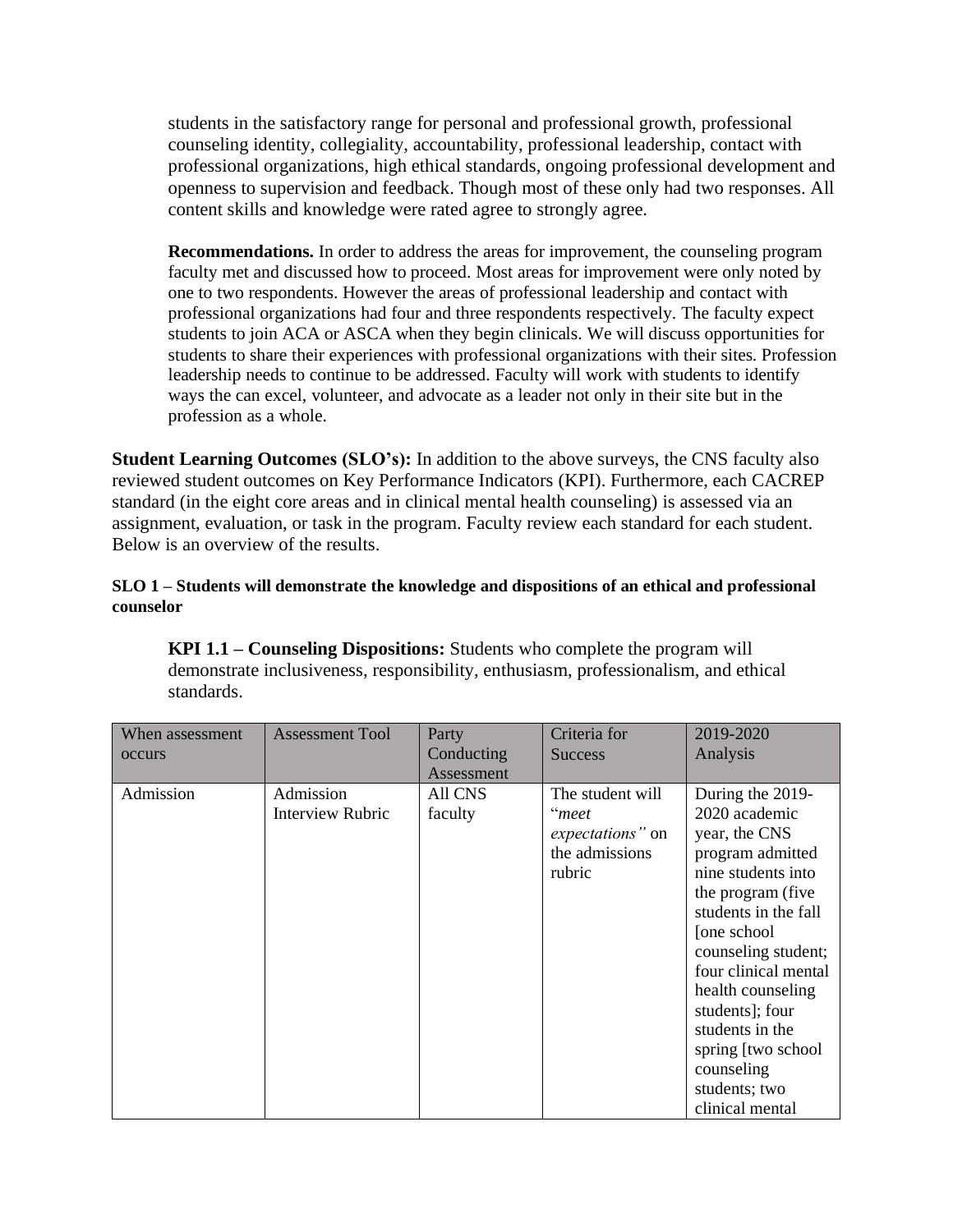students in the satisfactory range for personal and professional growth, professional counseling identity, collegiality, accountability, professional leadership, contact with professional organizations, high ethical standards, ongoing professional development and openness to supervision and feedback. Though most of these only had two responses. All content skills and knowledge were rated agree to strongly agree.

**Recommendations.** In order to address the areas for improvement, the counseling program faculty met and discussed how to proceed. Most areas for improvement were only noted by one to two respondents. However the areas of professional leadership and contact with professional organizations had four and three respondents respectively. The faculty expect students to join ACA or ASCA when they begin clinicals. We will discuss opportunities for students to share their experiences with professional organizations with their sites. Profession leadership needs to continue to be addressed. Faculty will work with students to identify ways the can excel, volunteer, and advocate as a leader not only in their site but in the profession as a whole.

**Student Learning Outcomes (SLO's):** In addition to the above surveys, the CNS faculty also reviewed student outcomes on Key Performance Indicators (KPI). Furthermore, each CACREP standard (in the eight core areas and in clinical mental health counseling) is assessed via an assignment, evaluation, or task in the program. Faculty review each standard for each student. Below is an overview of the results.

**SLO 1 – Students will demonstrate the knowledge and dispositions of an ethical and professional counselor**

**KPI 1.1 – Counseling Dispositions:** Students who complete the program will demonstrate inclusiveness, responsibility, enthusiasm, professionalism, and ethical standards.

| When assessment occurs | Assessment Tool | Party Conducting Assessment | Criteria for Success | 2019-2020 Analysis |
|---|---|---|---|---|
| Admission | Admission Interview Rubric | All CNS faculty | The student will "*meet expectations"* on the admissions rubric | During the 2019-2020 academic year, the CNS program admitted nine students into the program (five students in the fall [one school counseling student; four clinical mental health counseling students]; four students in the spring [two school counseling students; two clinical mental |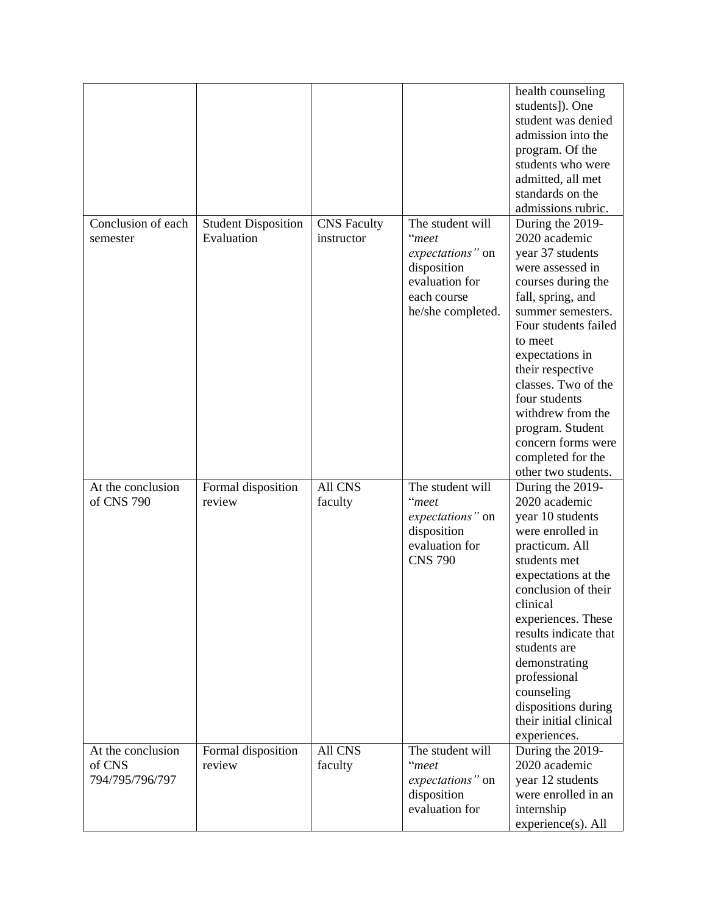| | | | | |
|---|---|---|---|---|
| | | | | health counseling students]). One student was denied admission into the program. Of the students who were admitted, all met standards on the admissions rubric. |
| Conclusion of each semester | Student Disposition Evaluation | CNS Faculty instructor | The student will "*meet expectations"* on disposition evaluation for each course he/she completed. | During the 2019-2020 academic year 37 students were assessed in courses during the fall, spring, and summer semesters. Four students failed to meet expectations in their respective classes. Two of the four students withdrew from the program. Student concern forms were completed for the other two students. |
| At the conclusion of CNS 790 | Formal disposition review | All CNS faculty | The student will "*meet expectations"* on disposition evaluation for CNS 790 | During the 2019-2020 academic year 10 students were enrolled in practicum. All students met expectations at the conclusion of their clinical experiences. These results indicate that students are demonstrating professional counseling dispositions during their initial clinical experiences. |
| At the conclusion of CNS 794/795/796/797 | Formal disposition review | All CNS faculty | The student will "*meet expectations"* on disposition evaluation for | During the 2019-2020 academic year 12 students were enrolled in an internship experience(s). All |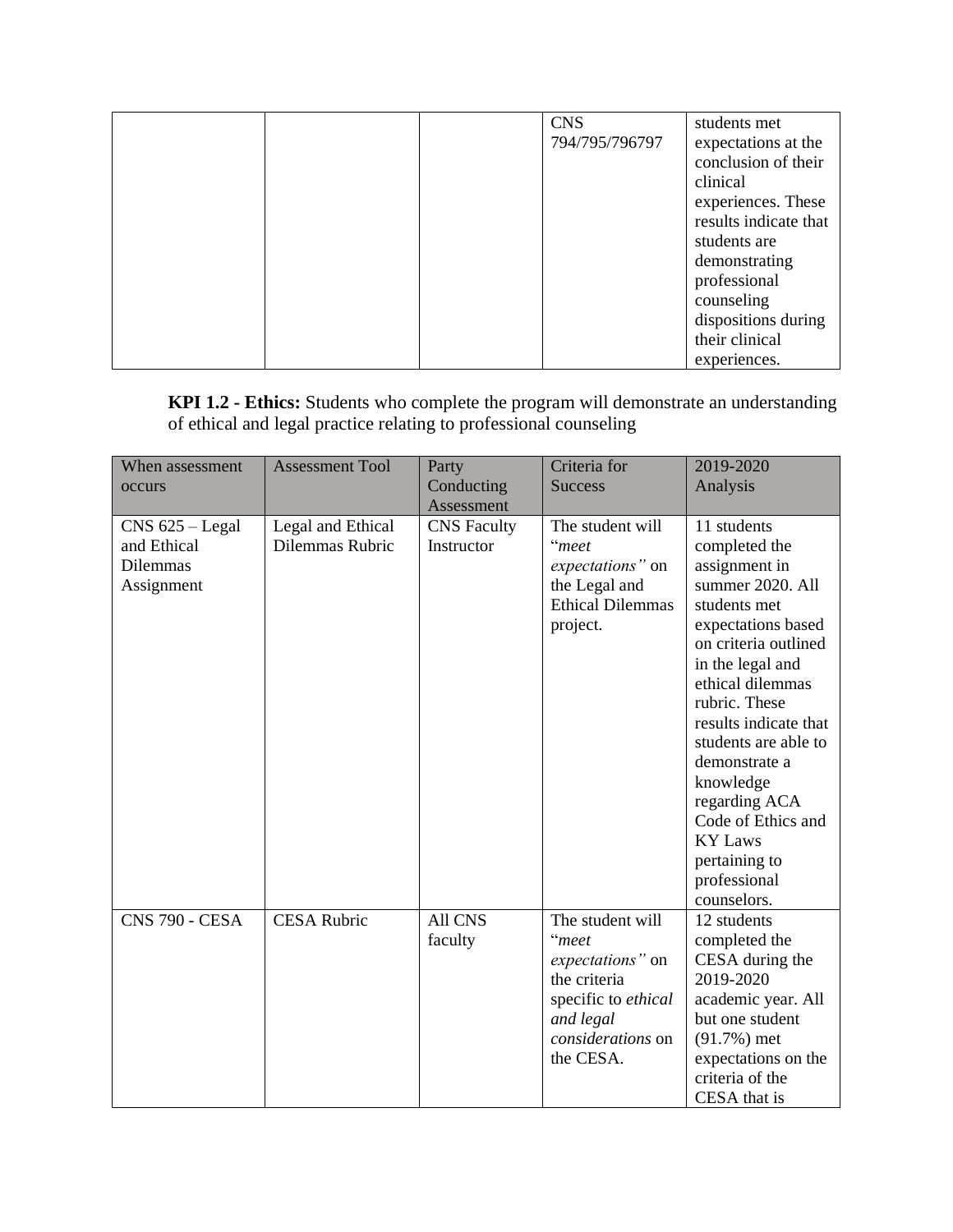| | | | CNS 794/795/796797 | students met expectations at the conclusion of their clinical experiences. These results indicate that students are demonstrating professional counseling dispositions during their clinical experiences. |
|---|---|---|---|---|

**KPI 1.2 - Ethics:** Students who complete the program will demonstrate an understanding of ethical and legal practice relating to professional counseling

| When assessment occurs | Assessment Tool | Party Conducting Assessment | Criteria for Success | 2019-2020 Analysis |
|---|---|---|---|---|
| CNS 625 – Legal and Ethical Dilemmas Assignment | Legal and Ethical Dilemmas Rubric | CNS Faculty Instructor | The student will "*meet expectations"* on the Legal and Ethical Dilemmas project. | 11 students completed the assignment in summer 2020. All students met expectations based on criteria outlined in the legal and ethical dilemmas rubric. These results indicate that students are able to demonstrate a knowledge regarding ACA Code of Ethics and KY Laws pertaining to professional counselors. |
| CNS 790 - CESA | CESA Rubric | All CNS faculty | The student will "*meet expectations"* on the criteria specific to *ethical and legal considerations* on the CESA. | 12 students completed the CESA during the 2019-2020 academic year. All but one student (91.7%) met expectations on the criteria of the CESA that is |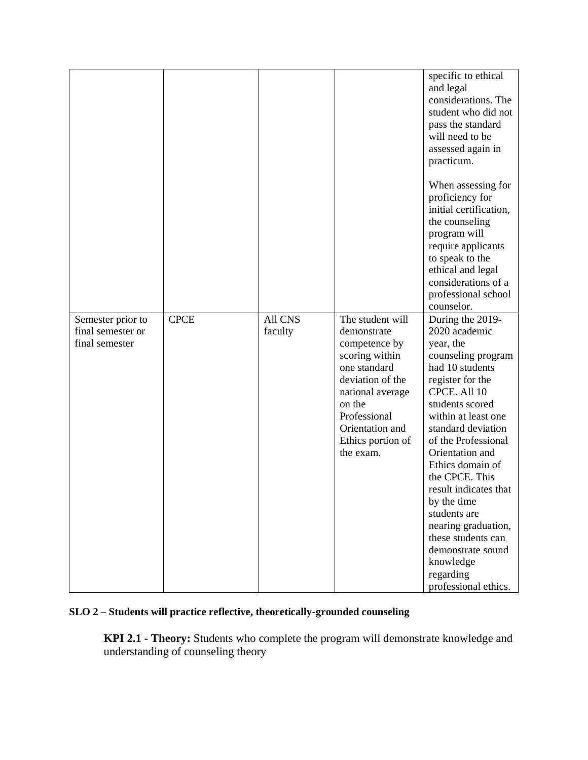| | | | | |
|---|---|---|---|---|
| | | | | specific to ethical and legal considerations. The student who did not pass the standard will need to be assessed again in practicum.<br><br>When assessing for proficiency for initial certification, the counseling program will require applicants to speak to the ethical and legal considerations of a professional school counselor. |
| Semester prior to final semester or final semester | CPCE | All CNS faculty | The student will demonstrate competence by scoring within one standard deviation of the national average on the Professional Orientation and Ethics portion of the exam. | During the 2019-2020 academic year, the counseling program had 10 students register for the CPCE. All 10 students scored within at least one standard deviation of the Professional Orientation and Ethics domain of the CPCE. This result indicates that by the time students are nearing graduation, these students can demonstrate sound knowledge regarding professional ethics. |

**SLO 2 – Students will practice reflective, theoretically-grounded counseling**

**KPI 2.1 - Theory:** Students who complete the program will demonstrate knowledge and understanding of counseling theory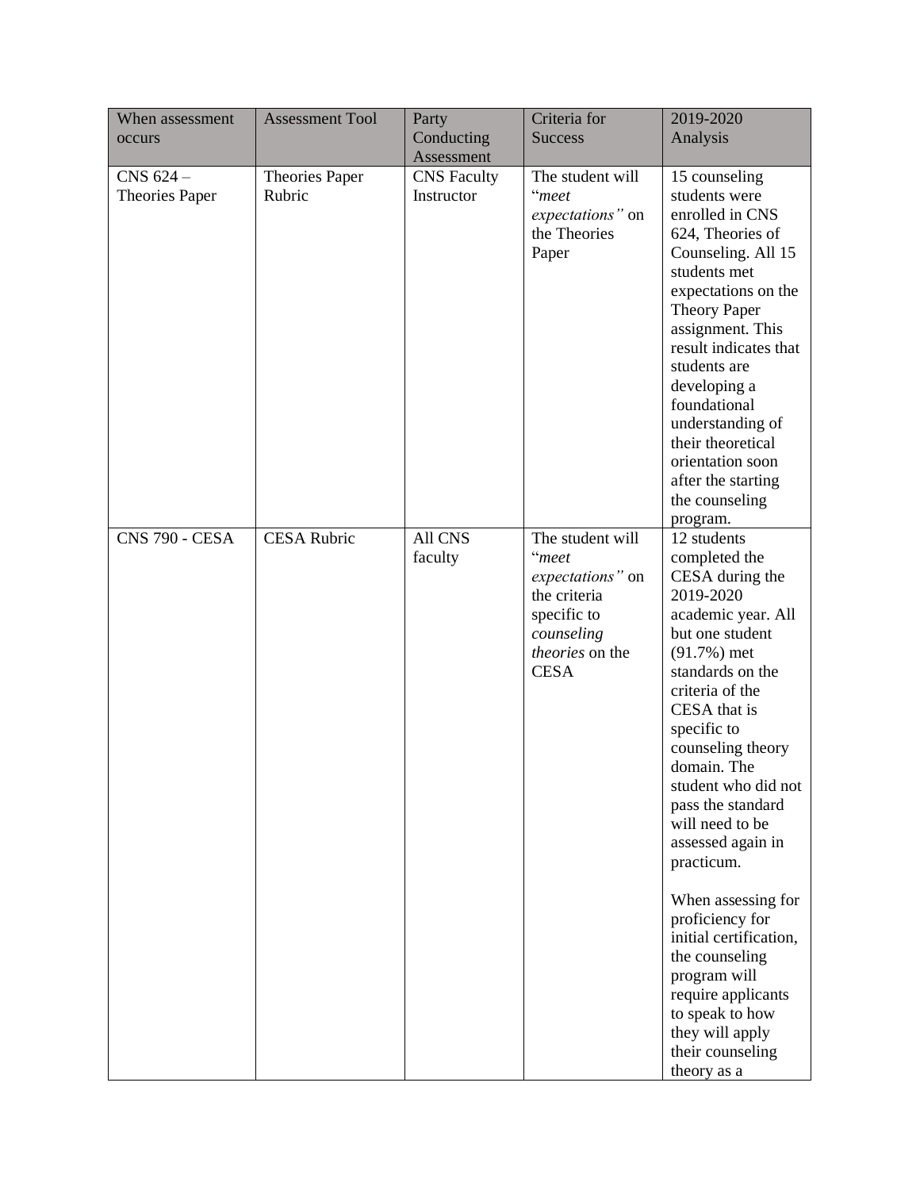| When assessment occurs | Assessment Tool | Party Conducting Assessment | Criteria for Success | 2019-2020 Analysis |
| --- | --- | --- | --- | --- |
| CNS 624 – Theories Paper | Theories Paper Rubric | CNS Faculty Instructor | The student will "*meet expectations"* on the Theories Paper | 15 counseling students were enrolled in CNS 624, Theories of Counseling. All 15 students met expectations on the Theory Paper assignment. This result indicates that students are developing a foundational understanding of their theoretical orientation soon after the starting the counseling program. |
| CNS 790 - CESA | CESA Rubric | All CNS faculty | The student will "*meet expectations"* on the criteria specific to *counseling theories* on the CESA | 12 students completed the CESA during the 2019-2020 academic year. All but one student (91.7%) met standards on the criteria of the CESA that is specific to counseling theory domain. The student who did not pass the standard will need to be assessed again in practicum.<br><br>When assessing for proficiency for initial certification, the counseling program will require applicants to speak to how they will apply their counseling theory as a |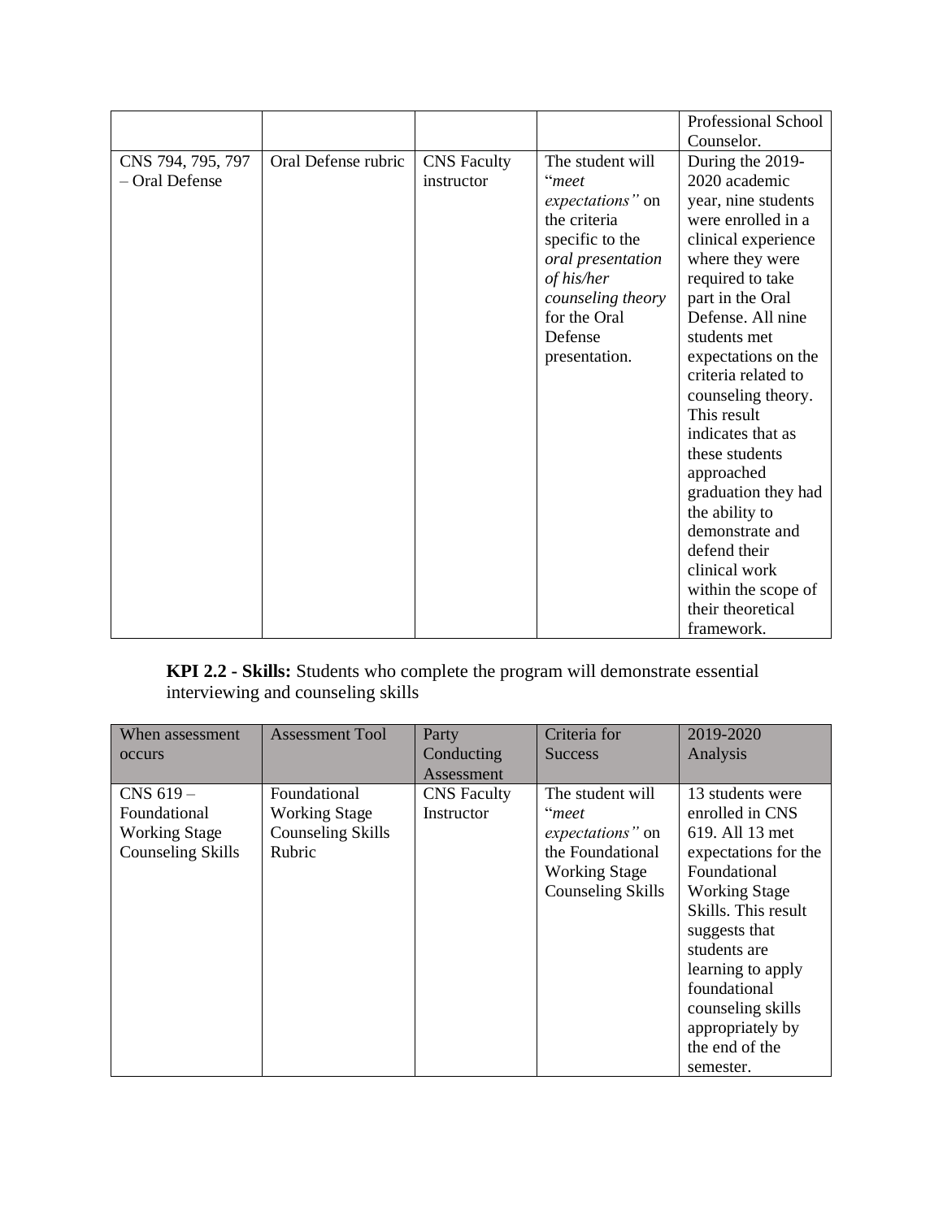| | | | | Professional School Counselor. |
|---|---|---|---|---|
| CNS 794, 795, 797 – Oral Defense | Oral Defense rubric | CNS Faculty instructor | The student will "*meet expectations"* on the criteria specific to the *oral presentation of his/her counseling theory* for the Oral Defense presentation. | During the 2019-2020 academic year, nine students were enrolled in a clinical experience where they were required to take part in the Oral Defense. All nine students met expectations on the criteria related to counseling theory. This result indicates that as these students approached graduation they had the ability to demonstrate and defend their clinical work within the scope of their theoretical framework. |

**KPI 2.2 - Skills:** Students who complete the program will demonstrate essential interviewing and counseling skills

| When assessment occurs | Assessment Tool | Party Conducting Assessment | Criteria for Success | 2019-2020 Analysis |
|---|---|---|---|---|
| CNS 619 – Foundational Working Stage Counseling Skills | Foundational Working Stage Counseling Skills Rubric | CNS Faculty Instructor | The student will "*meet expectations"* on the Foundational Working Stage Counseling Skills | 13 students were enrolled in CNS 619. All 13 met expectations for the Foundational Working Stage Skills. This result suggests that students are learning to apply foundational counseling skills appropriately by the end of the semester. |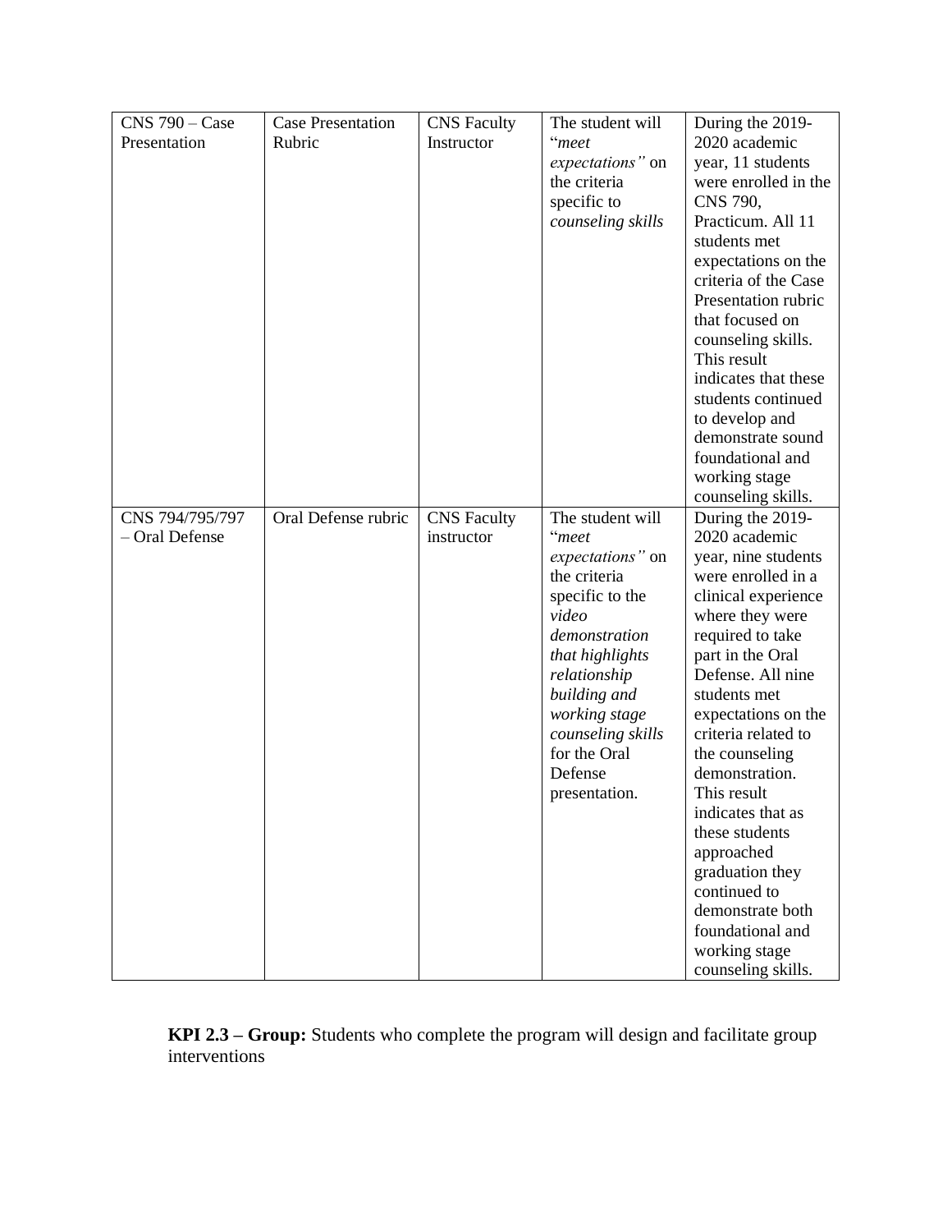| CNS 790 – Case Presentation | Case Presentation Rubric | CNS Faculty Instructor | The student will "*meet expectations"* on the criteria specific to *counseling skills* | During the 2019-2020 academic year, 11 students were enrolled in the CNS 790, Practicum. All 11 students met expectations on the criteria of the Case Presentation rubric that focused on counseling skills. This result indicates that these students continued to develop and demonstrate sound foundational and working stage counseling skills. |
|---|---|---|---|---|
| CNS 794/795/797 – Oral Defense | Oral Defense rubric | CNS Faculty instructor | The student will "*meet expectations"* on the criteria specific to the *video demonstration that highlights relationship building and working stage counseling skills* for the Oral Defense presentation. | During the 2019-2020 academic year, nine students were enrolled in a clinical experience where they were required to take part in the Oral Defense. All nine students met expectations on the criteria related to the counseling demonstration. This result indicates that as these students approached graduation they continued to demonstrate both foundational and working stage counseling skills. |

**KPI 2.3 – Group:** Students who complete the program will design and facilitate group interventions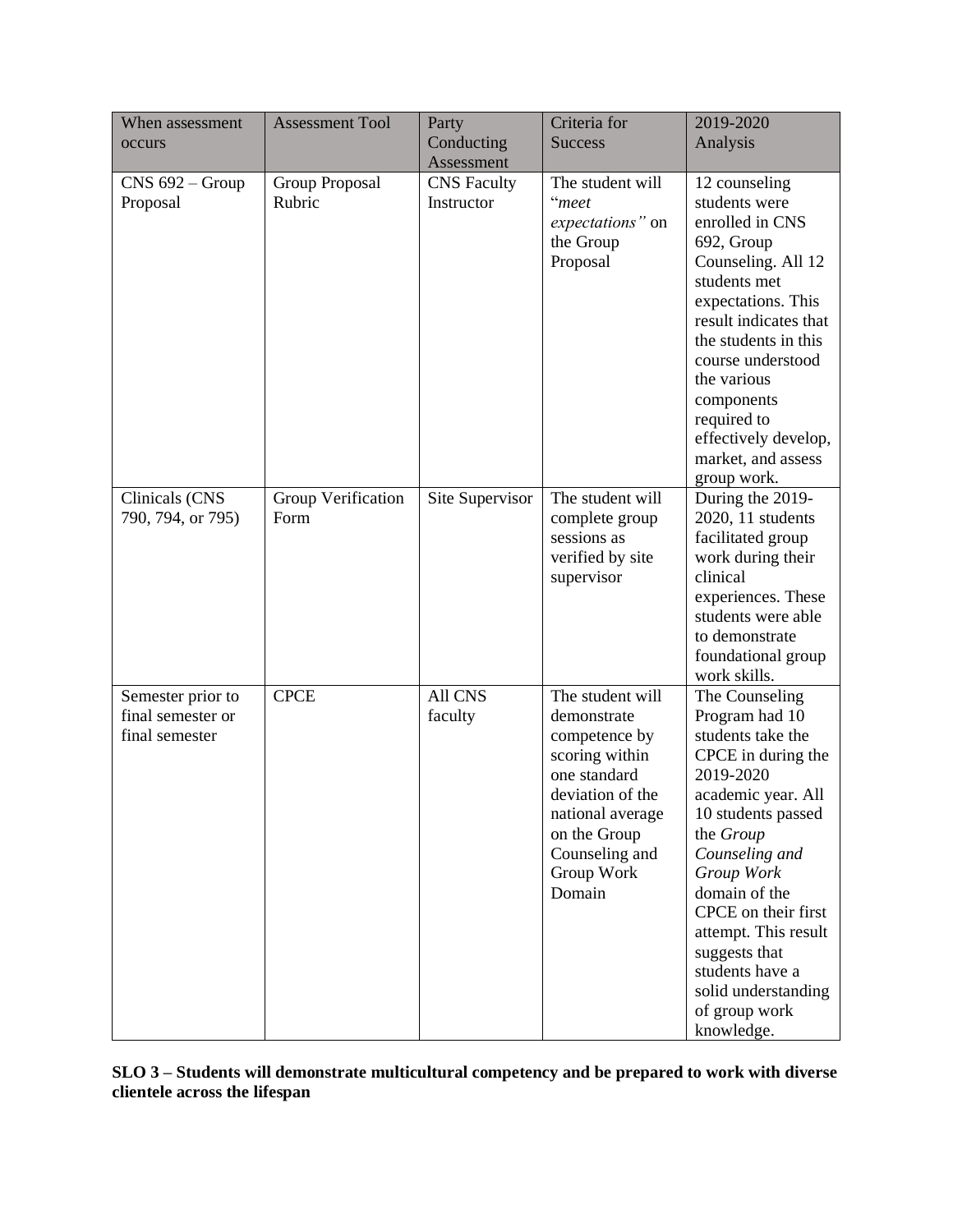| When assessment occurs | Assessment Tool | Party Conducting Assessment | Criteria for Success | 2019-2020 Analysis |
|---|---|---|---|---|
| CNS 692 – Group Proposal | Group Proposal Rubric | CNS Faculty Instructor | The student will "*meet expectations"* on the Group Proposal | 12 counseling students were enrolled in CNS 692, Group Counseling. All 12 students met expectations. This result indicates that the students in this course understood the various components required to effectively develop, market, and assess group work. |
| Clinicals (CNS 790, 794, or 795) | Group Verification Form | Site Supervisor | The student will complete group sessions as verified by site supervisor | During the 2019-2020, 11 students facilitated group work during their clinical experiences. These students were able to demonstrate foundational group work skills. |
| Semester prior to final semester or final semester | CPCE | All CNS faculty | The student will demonstrate competence by scoring within one standard deviation of the national average on the Group Counseling and Group Work Domain | The Counseling Program had 10 students take the CPCE in during the 2019-2020 academic year. All 10 students passed the *Group Counseling and Group Work* domain of the CPCE on their first attempt. This result suggests that students have a solid understanding of group work knowledge. |

**SLO 3 – Students will demonstrate multicultural competency and be prepared to work with diverse clientele across the lifespan**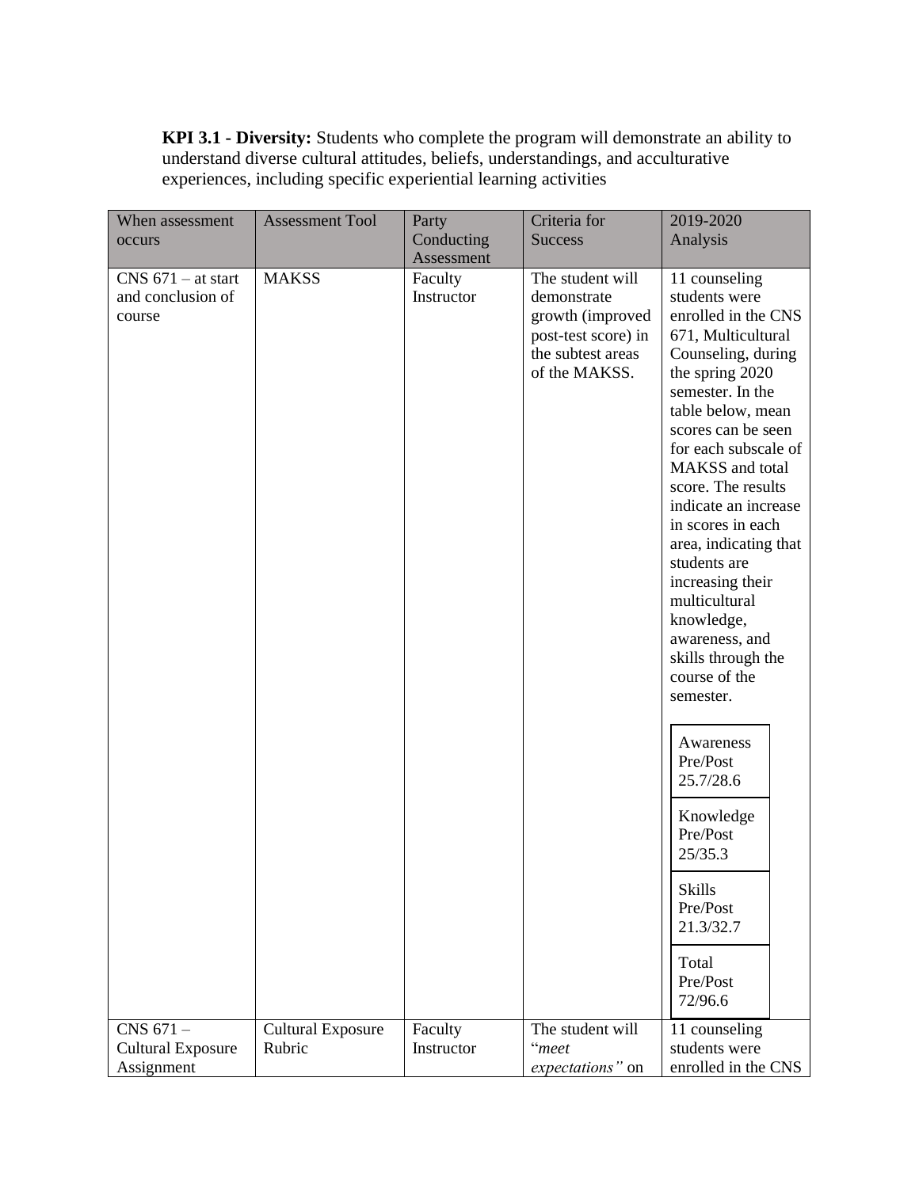**KPI 3.1 - Diversity:** Students who complete the program will demonstrate an ability to understand diverse cultural attitudes, beliefs, understandings, and acculturative experiences, including specific experiential learning activities

| When assessment occurs | Assessment Tool | Party Conducting Assessment | Criteria for Success | 2019-2020 Analysis |
|---|---|---|---|---|
| CNS 671 – at start and conclusion of course | MAKSS | Faculty Instructor | The student will demonstrate growth (improved post-test score) in the subtest areas of the MAKSS. | 11 counseling students were enrolled in the CNS 671, Multicultural Counseling, during the spring 2020 semester. In the table below, mean scores can be seen for each subscale of MAKSS and total score. The results indicate an increase in scores in each area, indicating that students are increasing their multicultural knowledge, awareness, and skills through the course of the semester.<br><br>Awareness Pre/Post 25.7/28.6<br>Knowledge Pre/Post 25/35.3<br>Skills Pre/Post 21.3/32.7<br>Total Pre/Post 72/96.6 |
| CNS 671 – Cultural Exposure Assignment | Cultural Exposure Rubric | Faculty Instructor | The student will "*meet expectations"* on | 11 counseling students were enrolled in the CNS |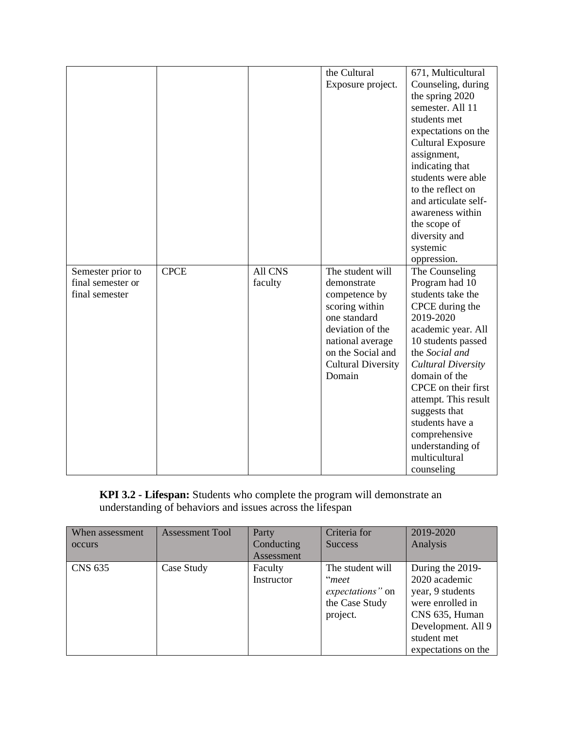| | | | the Cultural Exposure project. | 671, Multicultural Counseling, during the spring 2020 semester. All 11 students met expectations on the Cultural Exposure assignment, indicating that students were able to the reflect on and articulate self-awareness within the scope of diversity and systemic oppression. |
|---|---|---|---|---|
| Semester prior to final semester or final semester | CPCE | All CNS faculty | The student will demonstrate competence by scoring within one standard deviation of the national average on the Social and Cultural Diversity Domain | The Counseling Program had 10 students take the CPCE during the 2019-2020 academic year. All 10 students passed the *Social and Cultural Diversity* domain of the CPCE on their first attempt. This result suggests that students have a comprehensive understanding of multicultural counseling |

**KPI 3.2 - Lifespan:** Students who complete the program will demonstrate an understanding of behaviors and issues across the lifespan

| When assessment occurs | Assessment Tool | Party Conducting Assessment | Criteria for Success | 2019-2020 Analysis |
|---|---|---|---|---|
| CNS 635 | Case Study | Faculty Instructor | The student will "*meet expectations"* on the Case Study project. | During the 2019-2020 academic year, 9 students were enrolled in CNS 635, Human Development. All 9 student met expectations on the |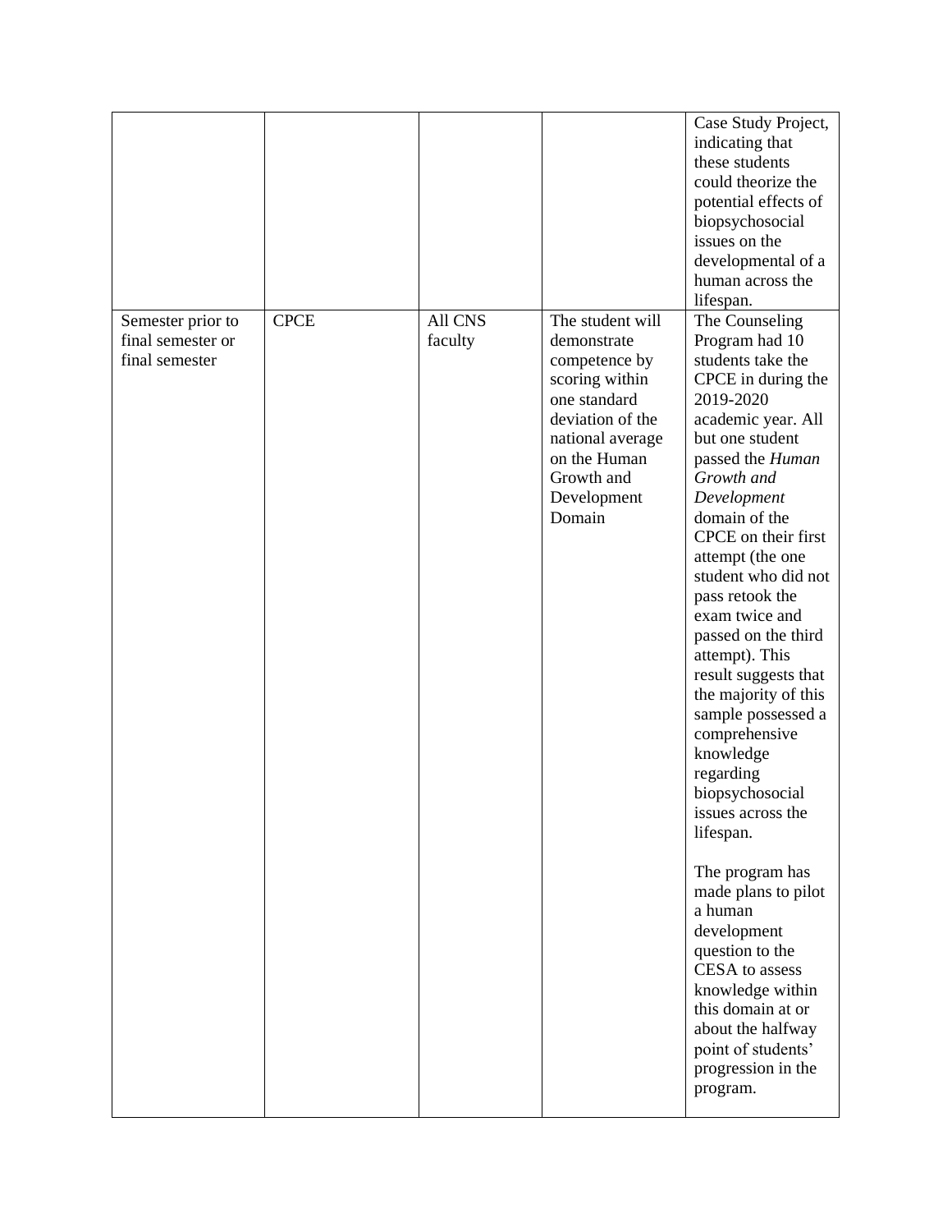| | | | | |
|---|---|---|---|---|
| | | | | Case Study Project, indicating that these students could theorize the potential effects of biopsychosocial issues on the developmental of a human across the lifespan. |
| Semester prior to final semester or final semester | CPCE | All CNS faculty | The student will demonstrate competence by scoring within one standard deviation of the national average on the Human Growth and Development Domain | The Counseling Program had 10 students take the CPCE in during the 2019-2020 academic year. All but one student passed the *Human Growth and Development* domain of the CPCE on their first attempt (the one student who did not pass retook the exam twice and passed on the third attempt). This result suggests that the majority of this sample possessed a comprehensive knowledge regarding biopsychosocial issues across the lifespan.<br><br>The program has made plans to pilot a human development question to the CESA to assess knowledge within this domain at or about the halfway point of students' progression in the program. |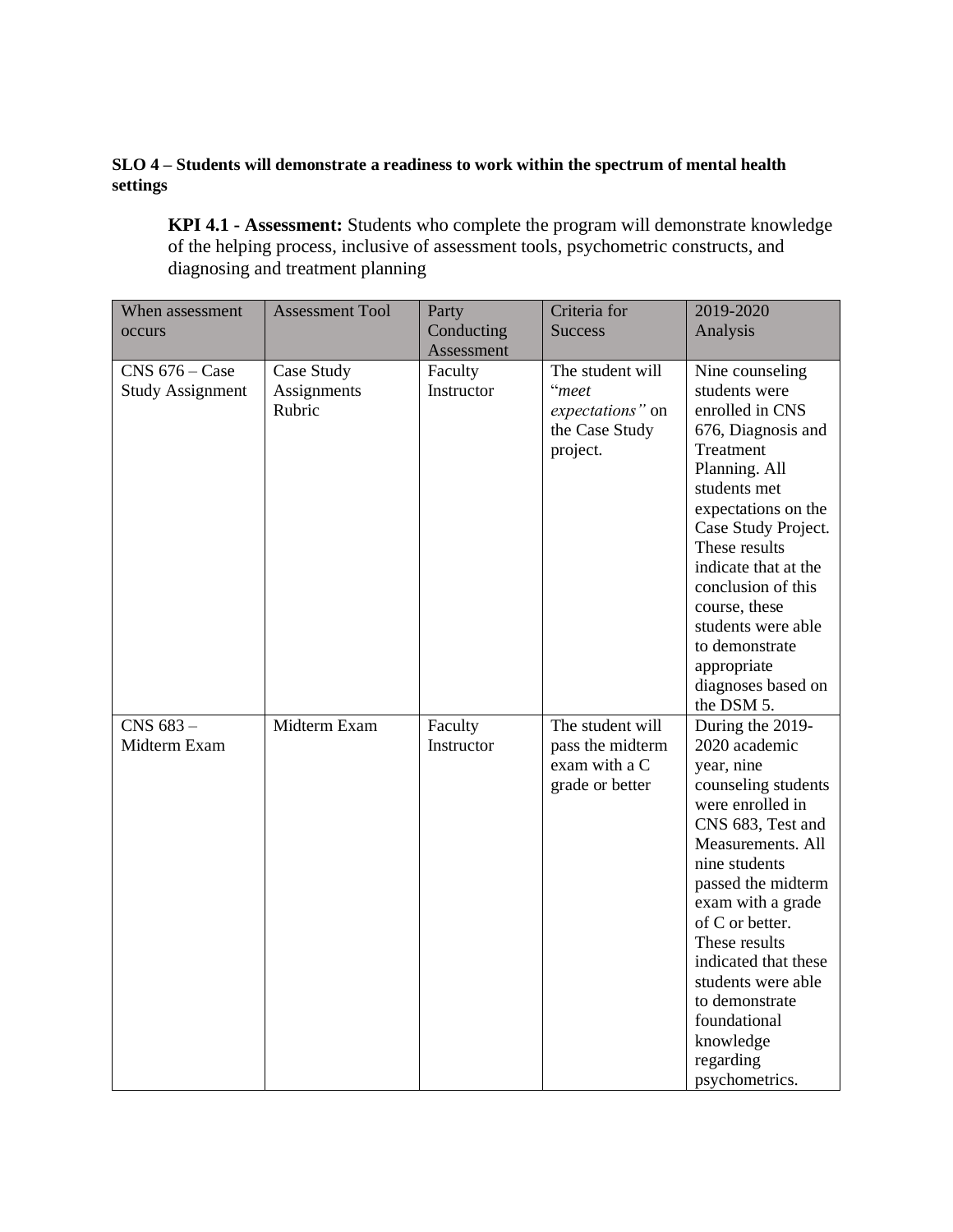**SLO 4 – Students will demonstrate a readiness to work within the spectrum of mental health settings**

**KPI 4.1 - Assessment:** Students who complete the program will demonstrate knowledge of the helping process, inclusive of assessment tools, psychometric constructs, and diagnosing and treatment planning

| When assessment occurs | Assessment Tool | Party Conducting Assessment | Criteria for Success | 2019-2020 Analysis |
|---|---|---|---|---|
| CNS 676 – Case Study Assignment | Case Study Assignments Rubric | Faculty Instructor | The student will "*meet expectations"* on the Case Study project. | Nine counseling students were enrolled in CNS 676, Diagnosis and Treatment Planning. All students met expectations on the Case Study Project. These results indicate that at the conclusion of this course, these students were able to demonstrate appropriate diagnoses based on the DSM 5. |
| CNS 683 – Midterm Exam | Midterm Exam | Faculty Instructor | The student will pass the midterm exam with a C grade or better | During the 2019-2020 academic year, nine counseling students were enrolled in CNS 683, Test and Measurements. All nine students passed the midterm exam with a grade of C or better. These results indicated that these students were able to demonstrate foundational knowledge regarding psychometrics. |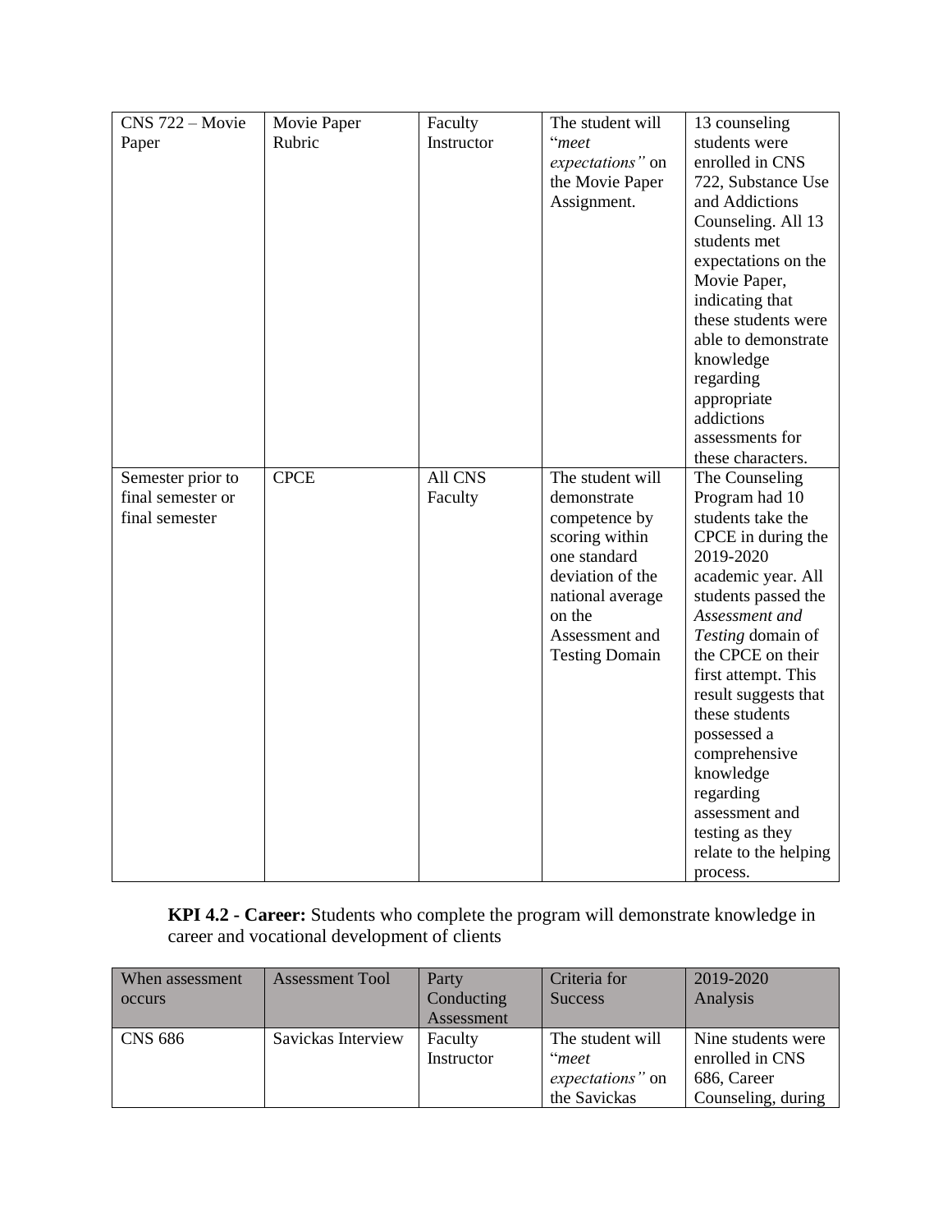| CNS 722 – Movie Paper | Movie Paper Rubric | Faculty Instructor | The student will "*meet expectations"* on the Movie Paper Assignment. | 13 counseling students were enrolled in CNS 722, Substance Use and Addictions Counseling. All 13 students met expectations on the Movie Paper, indicating that these students were able to demonstrate knowledge regarding appropriate addictions assessments for these characters. |
|---|---|---|---|---|
| Semester prior to final semester or final semester | CPCE | All CNS Faculty | The student will demonstrate competence by scoring within one standard deviation of the national average on the Assessment and Testing Domain | The Counseling Program had 10 students take the CPCE in during the 2019-2020 academic year. All students passed the *Assessment and Testing* domain of the CPCE on their first attempt. This result suggests that these students possessed a comprehensive knowledge regarding assessment and testing as they relate to the helping process. |

**KPI 4.2 - Career:** Students who complete the program will demonstrate knowledge in career and vocational development of clients

| When assessment occurs | Assessment Tool | Party Conducting Assessment | Criteria for Success | 2019-2020 Analysis |
|---|---|---|---|---|
| CNS 686 | Savickas Interview | Faculty Instructor | The student will "*meet expectations"* on the Savickas | Nine students were enrolled in CNS 686, Career Counseling, during |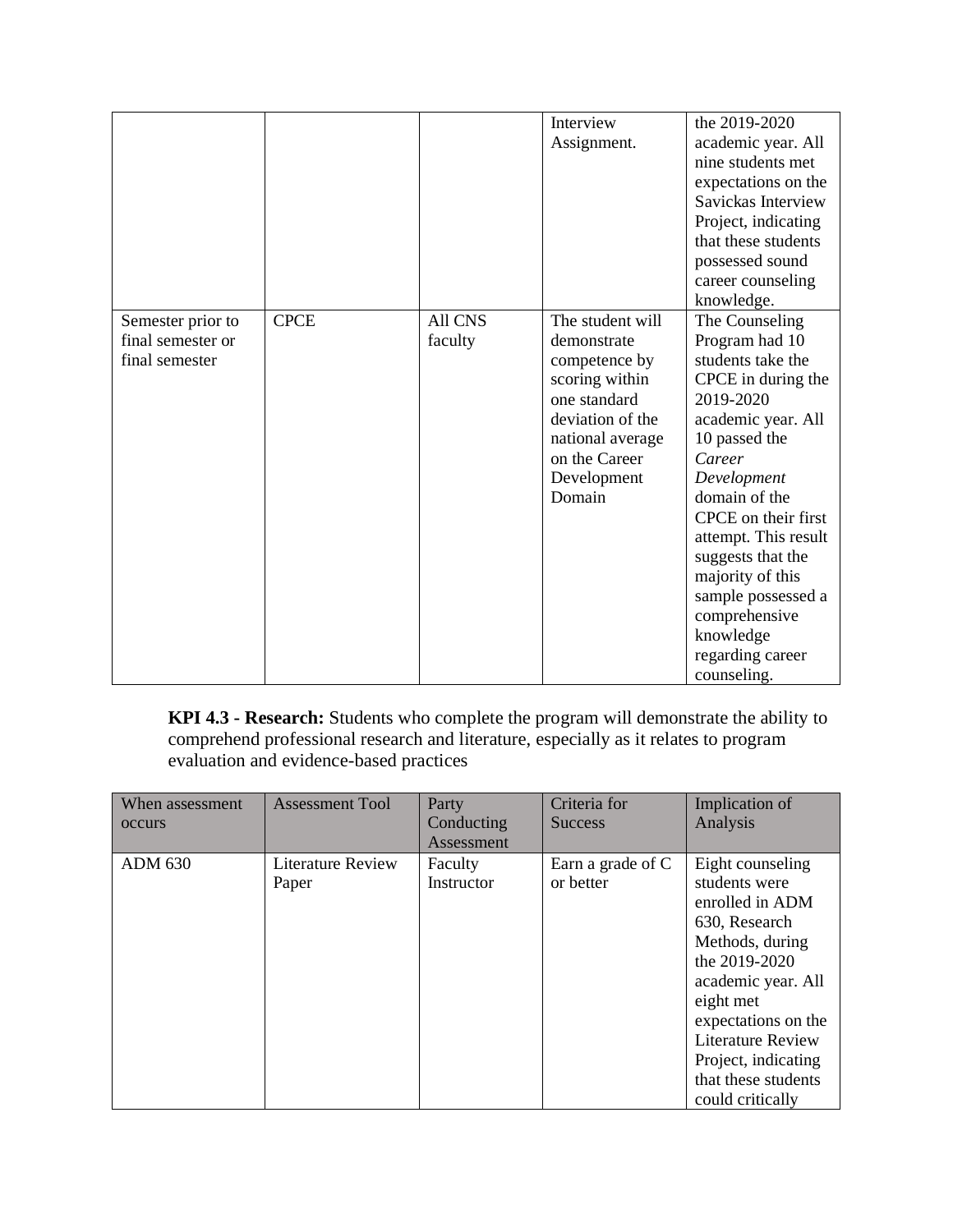| | | | Interview Assignment. | the 2019-2020 academic year. All nine students met expectations on the Savickas Interview Project, indicating that these students possessed sound career counseling knowledge. |
|---|---|---|---|---|
| Semester prior to final semester or final semester | CPCE | All CNS faculty | The student will demonstrate competence by scoring within one standard deviation of the national average on the Career Development Domain | The Counseling Program had 10 students take the CPCE in during the 2019-2020 academic year. All 10 passed the *Career Development* domain of the CPCE on their first attempt. This result suggests that the majority of this sample possessed a comprehensive knowledge regarding career counseling. |

**KPI 4.3 - Research:** Students who complete the program will demonstrate the ability to comprehend professional research and literature, especially as it relates to program evaluation and evidence-based practices

| When assessment occurs | Assessment Tool | Party Conducting Assessment | Criteria for Success | Implication of Analysis |
|---|---|---|---|---|
| ADM 630 | Literature Review Paper | Faculty Instructor | Earn a grade of C or better | Eight counseling students were enrolled in ADM 630, Research Methods, during the 2019-2020 academic year. All eight met expectations on the Literature Review Project, indicating that these students could critically |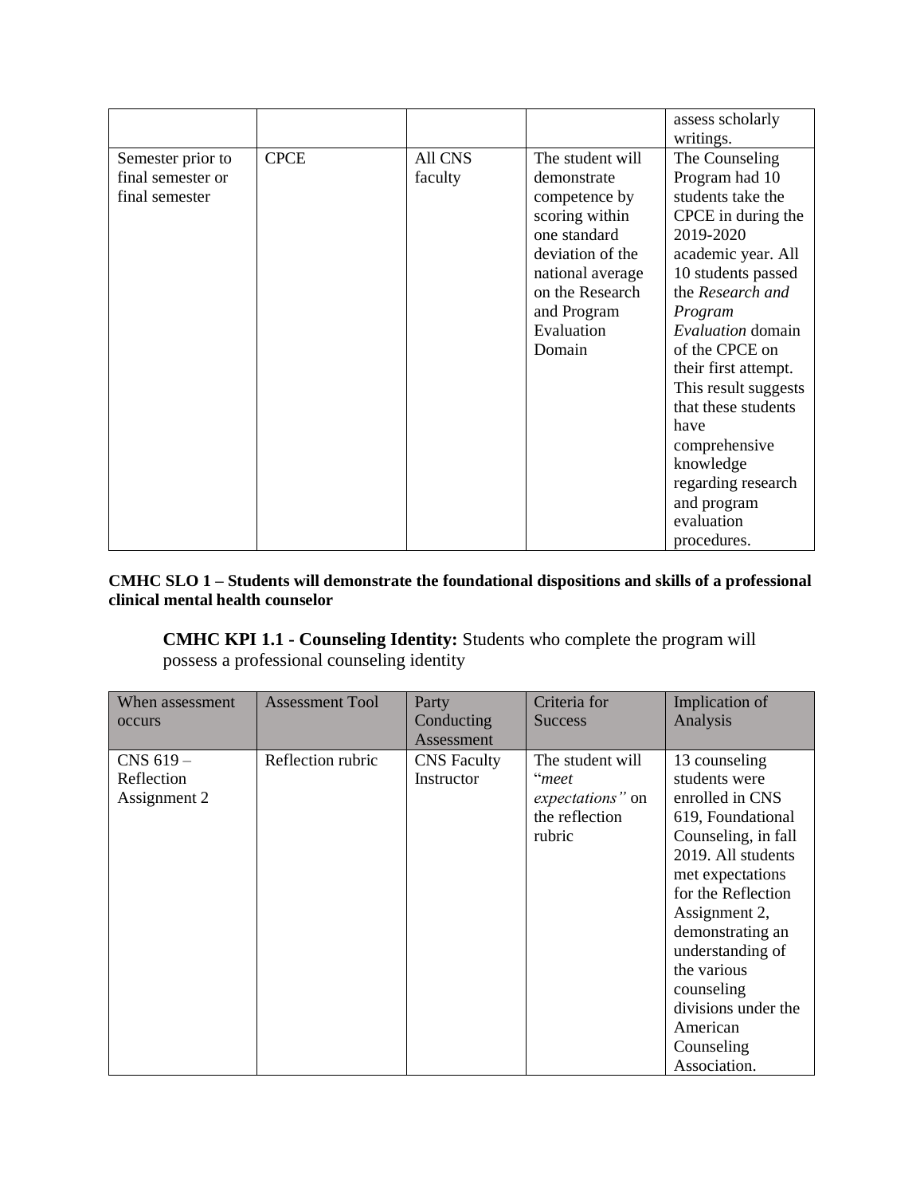| | | | | assess scholarly writings. |
|---|---|---|---|---|
| Semester prior to final semester or final semester | CPCE | All CNS faculty | The student will demonstrate competence by scoring within one standard deviation of the national average on the Research and Program Evaluation Domain | The Counseling Program had 10 students take the CPCE in during the 2019-2020 academic year. All 10 students passed the *Research and Program Evaluation* domain of the CPCE on their first attempt. This result suggests that these students have comprehensive knowledge regarding research and program evaluation procedures. |

**CMHC SLO 1 – Students will demonstrate the foundational dispositions and skills of a professional clinical mental health counselor**

**CMHC KPI 1.1 - Counseling Identity:** Students who complete the program will possess a professional counseling identity

| When assessment occurs | Assessment Tool | Party Conducting Assessment | Criteria for Success | Implication of Analysis |
|---|---|---|---|---|
| CNS 619 – Reflection Assignment 2 | Reflection rubric | CNS Faculty Instructor | The student will "*meet expectations"* on the reflection rubric | 13 counseling students were enrolled in CNS 619, Foundational Counseling, in fall 2019. All students met expectations for the Reflection Assignment 2, demonstrating an understanding of the various counseling divisions under the American Counseling Association. |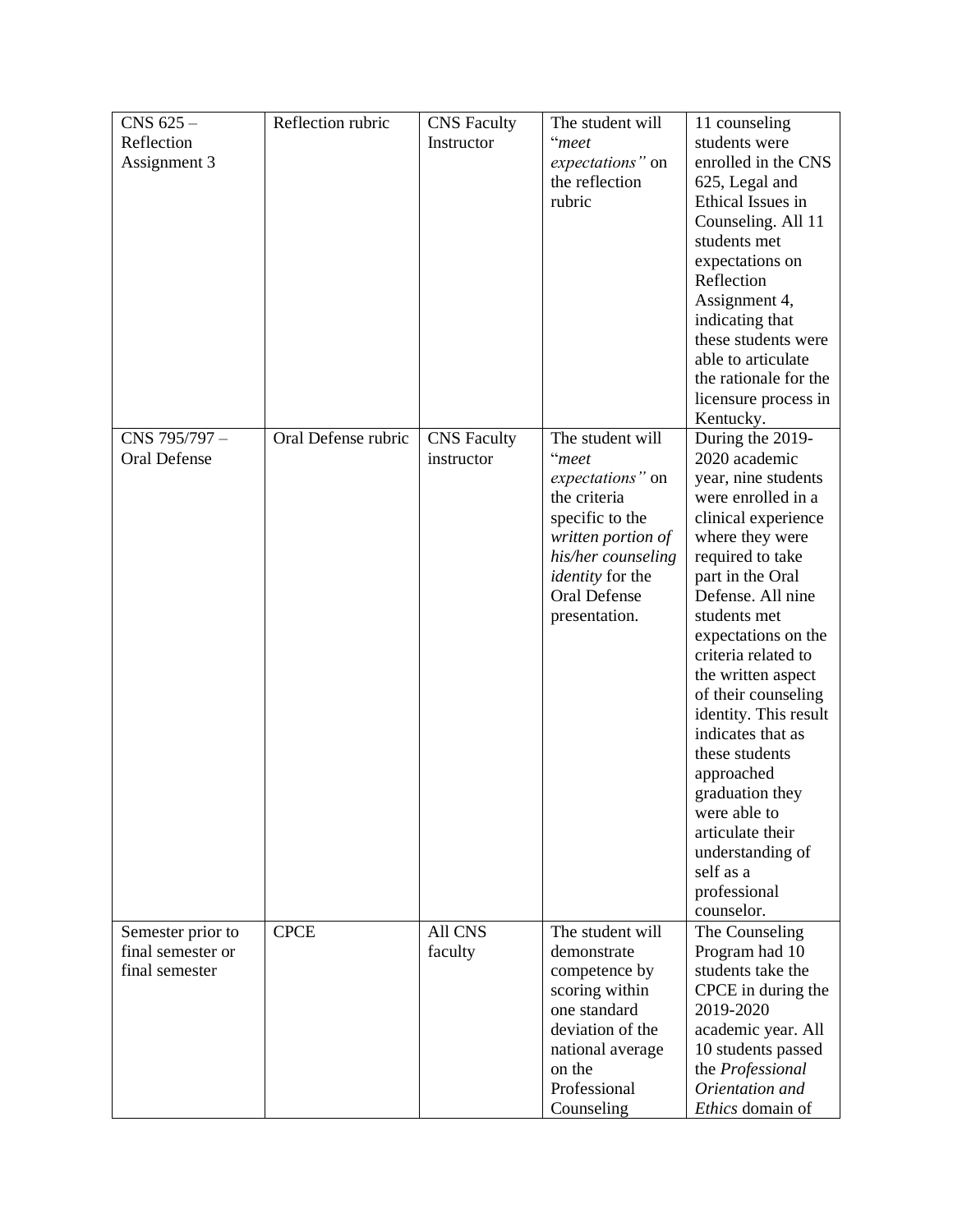| CNS 625 – Reflection Assignment 3 | Reflection rubric | CNS Faculty Instructor | The student will "*meet expectations"* on the reflection rubric | 11 counseling students were enrolled in the CNS 625, Legal and Ethical Issues in Counseling. All 11 students met expectations on Reflection Assignment 4, indicating that these students were able to articulate the rationale for the licensure process in Kentucky. |
|---|---|---|---|---|
| CNS 795/797 – Oral Defense | Oral Defense rubric | CNS Faculty instructor | The student will "*meet expectations"* on the criteria specific to the *written portion of his/her counseling identity* for the Oral Defense presentation. | During the 2019-2020 academic year, nine students were enrolled in a clinical experience where they were required to take part in the Oral Defense. All nine students met expectations on the criteria related to the written aspect of their counseling identity. This result indicates that as these students approached graduation they were able to articulate their understanding of self as a professional counselor. |
| Semester prior to final semester or final semester | CPCE | All CNS faculty | The student will demonstrate competence by scoring within one standard deviation of the national average on the Professional Counseling | The Counseling Program had 10 students take the CPCE in during the 2019-2020 academic year. All 10 students passed the *Professional Orientation and Ethics* domain of |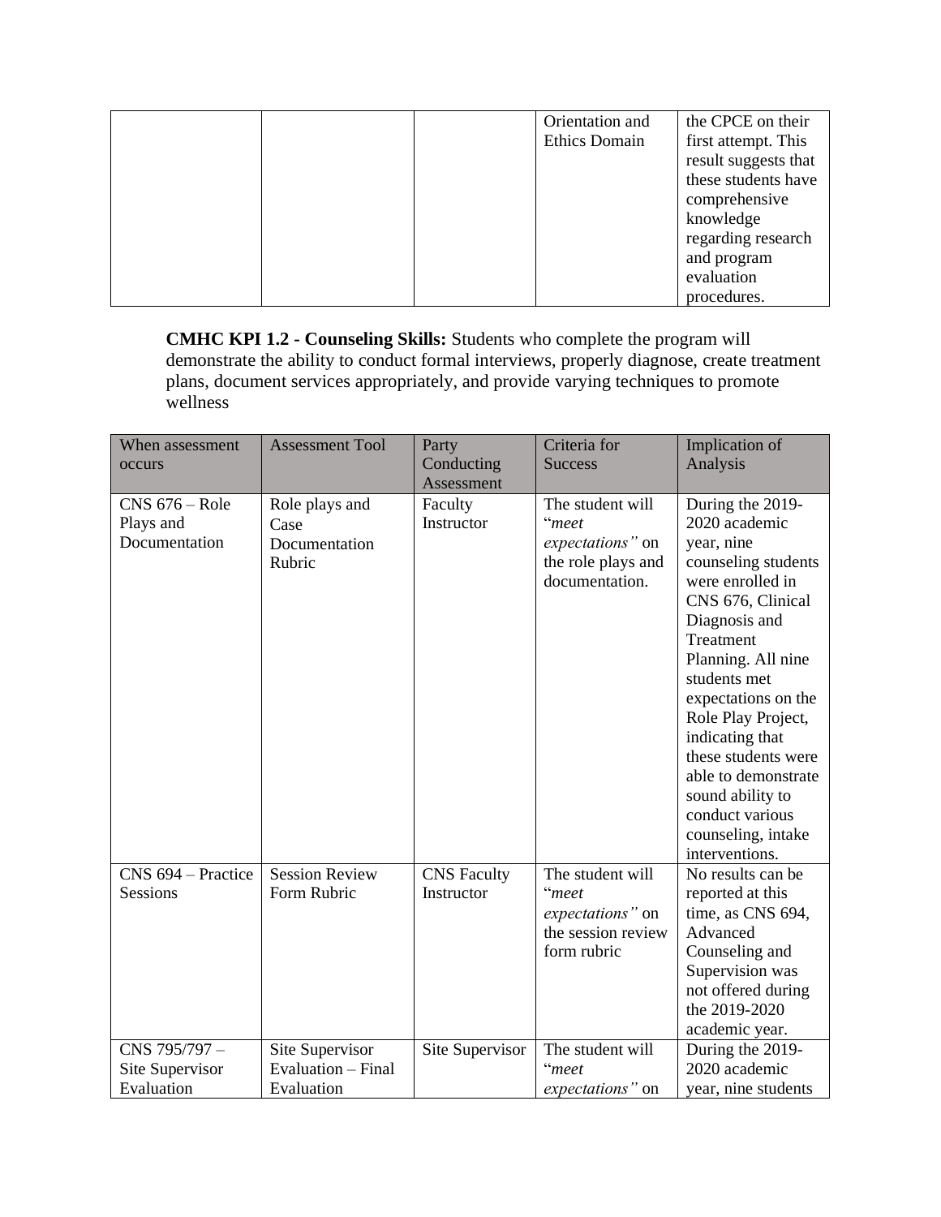| | | | Orientation and Ethics Domain | the CPCE on their first attempt. This result suggests that these students have comprehensive knowledge regarding research and program evaluation procedures. |
|---|---|---|---|---|

**CMHC KPI 1.2 - Counseling Skills:** Students who complete the program will demonstrate the ability to conduct formal interviews, properly diagnose, create treatment plans, document services appropriately, and provide varying techniques to promote wellness

| When assessment occurs | Assessment Tool | Party Conducting Assessment | Criteria for Success | Implication of Analysis |
|---|---|---|---|---|
| CNS 676 – Role Plays and Documentation | Role plays and Case Documentation Rubric | Faculty Instructor | The student will "*meet expectations"* on the role plays and documentation. | During the 2019-2020 academic year, nine counseling students were enrolled in CNS 676, Clinical Diagnosis and Treatment Planning. All nine students met expectations on the Role Play Project, indicating that these students were able to demonstrate sound ability to conduct various counseling, intake interventions. |
| CNS 694 – Practice Sessions | Session Review Form Rubric | CNS Faculty Instructor | The student will "*meet expectations"* on the session review form rubric | No results can be reported at this time, as CNS 694, Advanced Counseling and Supervision was not offered during the 2019-2020 academic year. |
| CNS 795/797 – Site Supervisor Evaluation | Site Supervisor Evaluation – Final Evaluation | Site Supervisor | The student will "*meet expectations"* on | During the 2019-2020 academic year, nine students |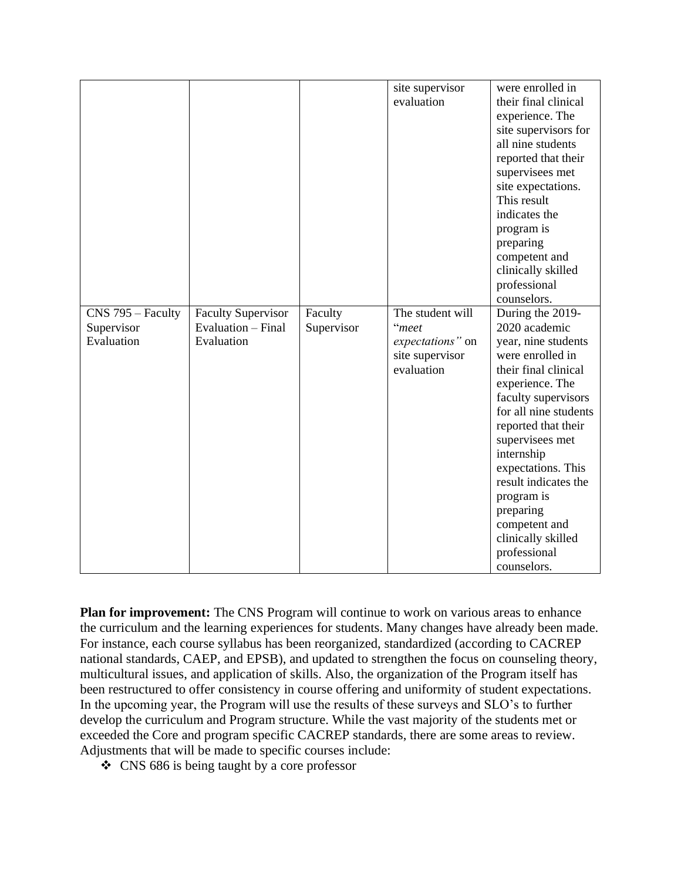| | | | site supervisor evaluation | were enrolled in their final clinical experience. The site supervisors for all nine students reported that their supervisees met site expectations. This result indicates the program is preparing competent and clinically skilled professional counselors. |
|---|---|---|---|---|
| CNS 795 – Faculty Supervisor Evaluation | Faculty Supervisor Evaluation – Final Evaluation | Faculty Supervisor | The student will "*meet expectations"* on site supervisor evaluation | During the 2019-2020 academic year, nine students were enrolled in their final clinical experience. The faculty supervisors for all nine students reported that their supervisees met internship expectations. This result indicates the program is preparing competent and clinically skilled professional counselors. |

**Plan for improvement:** The CNS Program will continue to work on various areas to enhance the curriculum and the learning experiences for students. Many changes have already been made. For instance, each course syllabus has been reorganized, standardized (according to CACREP national standards, CAEP, and EPSB), and updated to strengthen the focus on counseling theory, multicultural issues, and application of skills. Also, the organization of the Program itself has been restructured to offer consistency in course offering and uniformity of student expectations. In the upcoming year, the Program will use the results of these surveys and SLO's to further develop the curriculum and Program structure. While the vast majority of the students met or exceeded the Core and program specific CACREP standards, there are some areas to review. Adjustments that will be made to specific courses include:

- CNS 686 is being taught by a core professor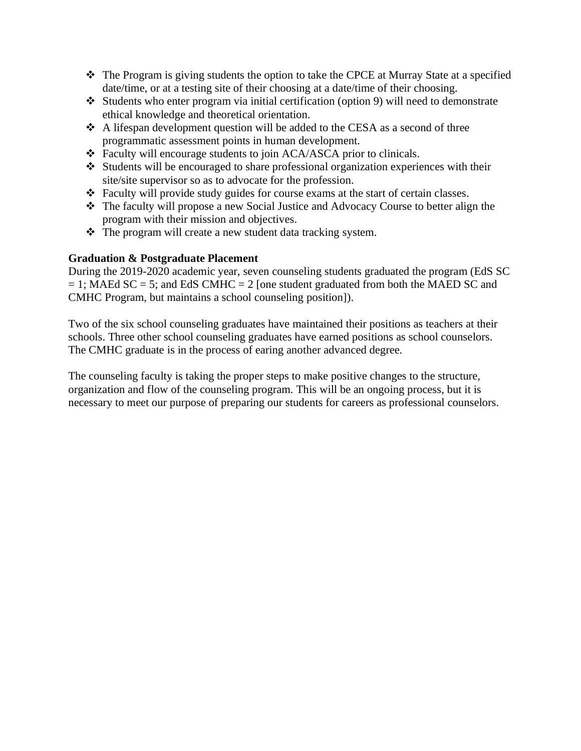- The Program is giving students the option to take the CPCE at Murray State at a specified date/time, or at a testing site of their choosing at a date/time of their choosing.
- Students who enter program via initial certification (option 9) will need to demonstrate ethical knowledge and theoretical orientation.
- A lifespan development question will be added to the CESA as a second of three programmatic assessment points in human development.
- Faculty will encourage students to join ACA/ASCA prior to clinicals.
- Students will be encouraged to share professional organization experiences with their site/site supervisor so as to advocate for the profession.
- Faculty will provide study guides for course exams at the start of certain classes.
- The faculty will propose a new Social Justice and Advocacy Course to better align the program with their mission and objectives.
- The program will create a new student data tracking system.

**Graduation & Postgraduate Placement**

During the 2019-2020 academic year, seven counseling students graduated the program (EdS SC = 1; MAEd SC = 5; and EdS CMHC = 2 [one student graduated from both the MAED SC and CMHC Program, but maintains a school counseling position]).

Two of the six school counseling graduates have maintained their positions as teachers at their schools. Three other school counseling graduates have earned positions as school counselors. The CMHC graduate is in the process of earing another advanced degree.

The counseling faculty is taking the proper steps to make positive changes to the structure, organization and flow of the counseling program. This will be an ongoing process, but it is necessary to meet our purpose of preparing our students for careers as professional counselors.